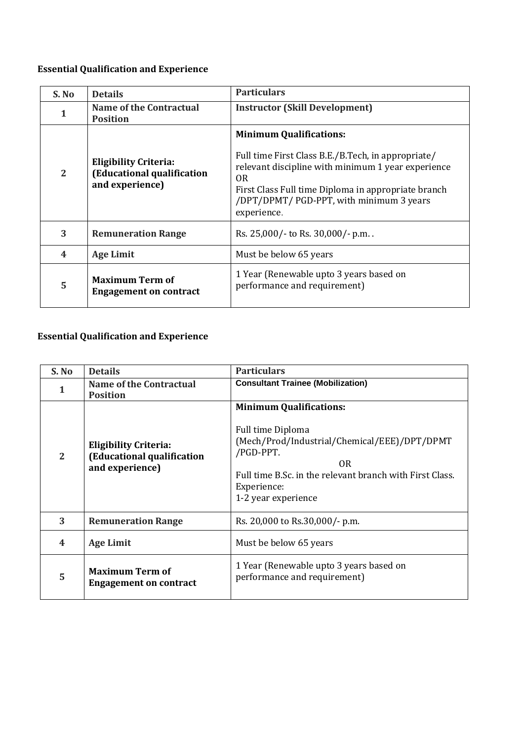**Essential Qualification and Experience**

| S. No | Details | Particulars |
|---|---|---|
| 1 | **Name of the Contractual Position** | **Instructor (Skill Development)** |
| 2 | **Eligibility Criteria: (Educational qualification and experience)** | **Minimum Qualifications:**<br><br>Full time First Class B.E./B.Tech, in appropriate/ relevant discipline with minimum 1 year experience<br>OR<br>First Class Full time Diploma in appropriate branch /DPT/DPMT/ PGD-PPT, with minimum 3 years experience. |
| 3 | **Remuneration Range** | Rs. 25,000/- to Rs. 30,000/- p.m. . |
| 4 | **Age Limit** | Must be below 65 years |
| 5 | **Maximum Term of Engagement on contract** | 1 Year (Renewable upto 3 years based on performance and requirement) |

**Essential Qualification and Experience**

| S. No | Details | Particulars |
|---|---|---|
| 1 | **Name of the Contractual Position** | **Consultant Trainee (Mobilization)** |
| 2 | **Eligibility Criteria: (Educational qualification and experience)** | **Minimum Qualifications:**<br><br>Full time Diploma (Mech/Prod/Industrial/Chemical/EEE)/DPT/DPMT /PGD-PPT.<br>OR<br>Full time B.Sc. in the relevant branch with First Class.<br>Experience:<br>1-2 year experience |
| 3 | **Remuneration Range** | Rs. 20,000 to Rs.30,000/- p.m. |
| 4 | **Age Limit** | Must be below 65 years |
| 5 | **Maximum Term of Engagement on contract** | 1 Year (Renewable upto 3 years based on performance and requirement) |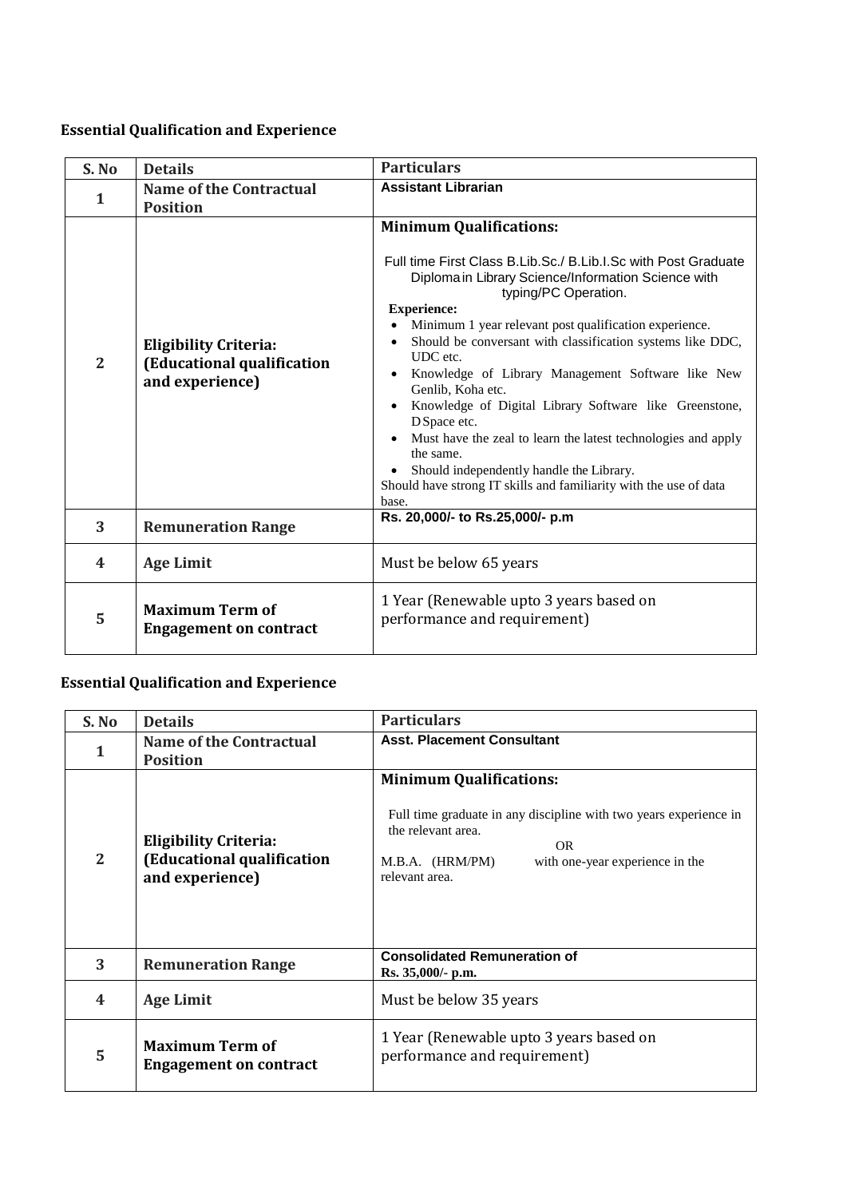## Essential Qualification and Experience

| S. No | Details | Particulars |
|---|---|---|
| 1 | **Name of the Contractual Position** | **Assistant Librarian** |
| 2 | **Eligibility Criteria: (Educational qualification and experience)** | **Minimum Qualifications:**<br><br>Full time First Class B.Lib.Sc./ B.Lib.I.Sc with Post Graduate Diploma in Library Science/Information Science with typing/PC Operation.<br>**Experience:**<br>• Minimum 1 year relevant post qualification experience.<br>• Should be conversant with classification systems like DDC, UDC etc.<br>• Knowledge of Library Management Software like New Genlib, Koha etc.<br>• Knowledge of Digital Library Software like Greenstone, D Space etc.<br>• Must have the zeal to learn the latest technologies and apply the same.<br>• Should independently handle the Library.<br>Should have strong IT skills and familiarity with the use of data base. |
| 3 | **Remuneration Range** | **Rs. 20,000/- to Rs.25,000/- p.m** |
| 4 | **Age Limit** | Must be below 65 years |
| 5 | **Maximum Term of Engagement on contract** | 1 Year (Renewable upto 3 years based on performance and requirement) |

## Essential Qualification and Experience

| S. No | Details | Particulars |
|---|---|---|
| 1 | **Name of the Contractual Position** | **Asst. Placement Consultant** |
| 2 | **Eligibility Criteria: (Educational qualification and experience)** | **Minimum Qualifications:**<br><br>Full time graduate in any discipline with two years experience in the relevant area.<br>OR<br>M.B.A. (HRM/PM) with one-year experience in the relevant area. |
| 3 | **Remuneration Range** | **Consolidated Remuneration of Rs. 35,000/- p.m.** |
| 4 | **Age Limit** | Must be below 35 years |
| 5 | **Maximum Term of Engagement on contract** | 1 Year (Renewable upto 3 years based on performance and requirement) |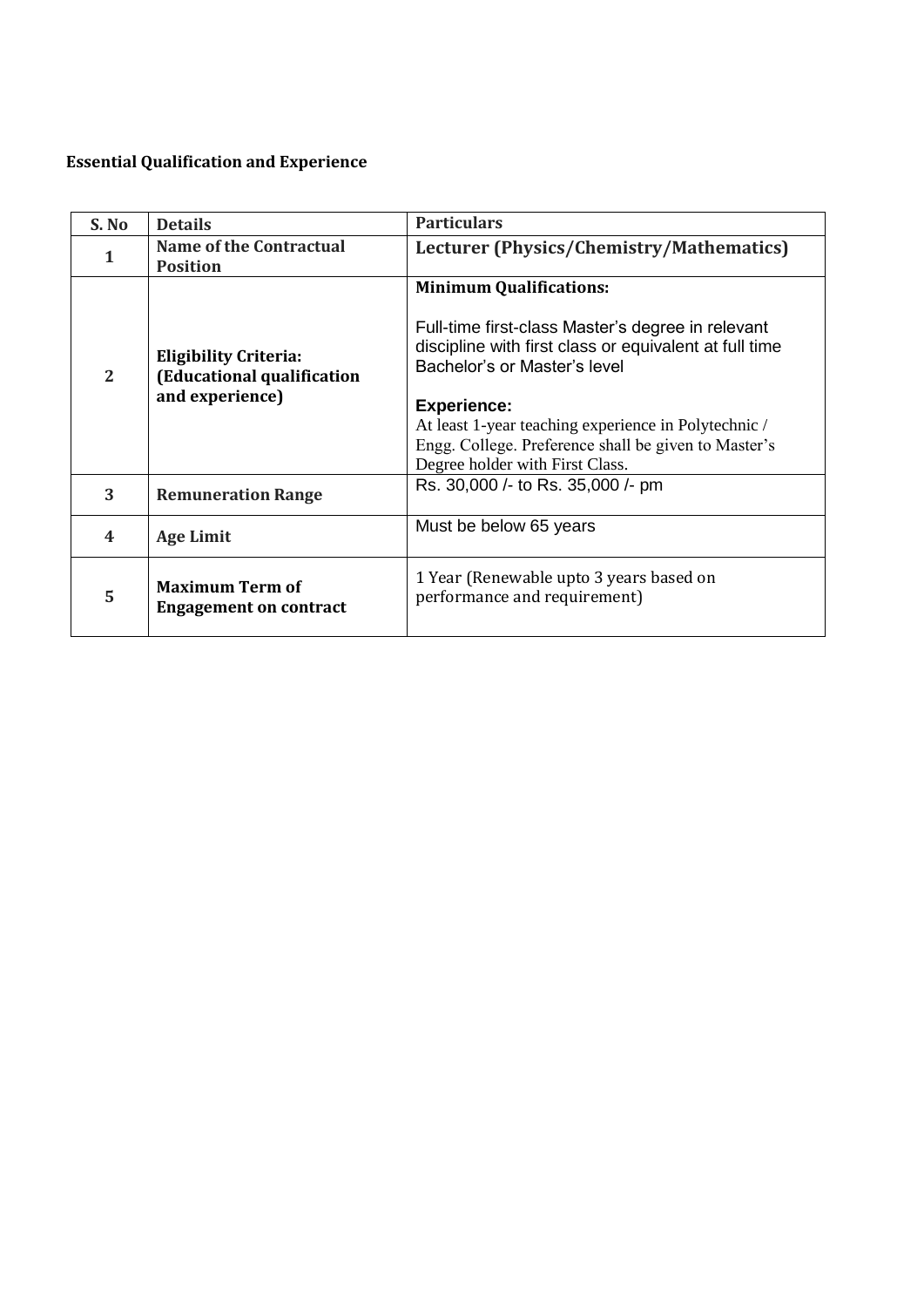**Essential Qualification and Experience**

| S. No | Details | Particulars |
|---|---|---|
| 1 | **Name of the Contractual Position** | **Lecturer (Physics/Chemistry/Mathematics)** |
| 2 | **Eligibility Criteria: (Educational qualification and experience)** | **Minimum Qualifications:**<br><br>Full-time first-class Master's degree in relevant discipline with first class or equivalent at full time Bachelor's or Master's level<br><br>**Experience:**<br>At least 1-year teaching experience in Polytechnic / Engg. College. Preference shall be given to Master's Degree holder with First Class. |
| 3 | **Remuneration Range** | Rs. 30,000 /- to Rs. 35,000 /- pm |
| 4 | **Age Limit** | Must be below 65 years |
| 5 | **Maximum Term of Engagement on contract** | 1 Year (Renewable upto 3 years based on performance and requirement) |